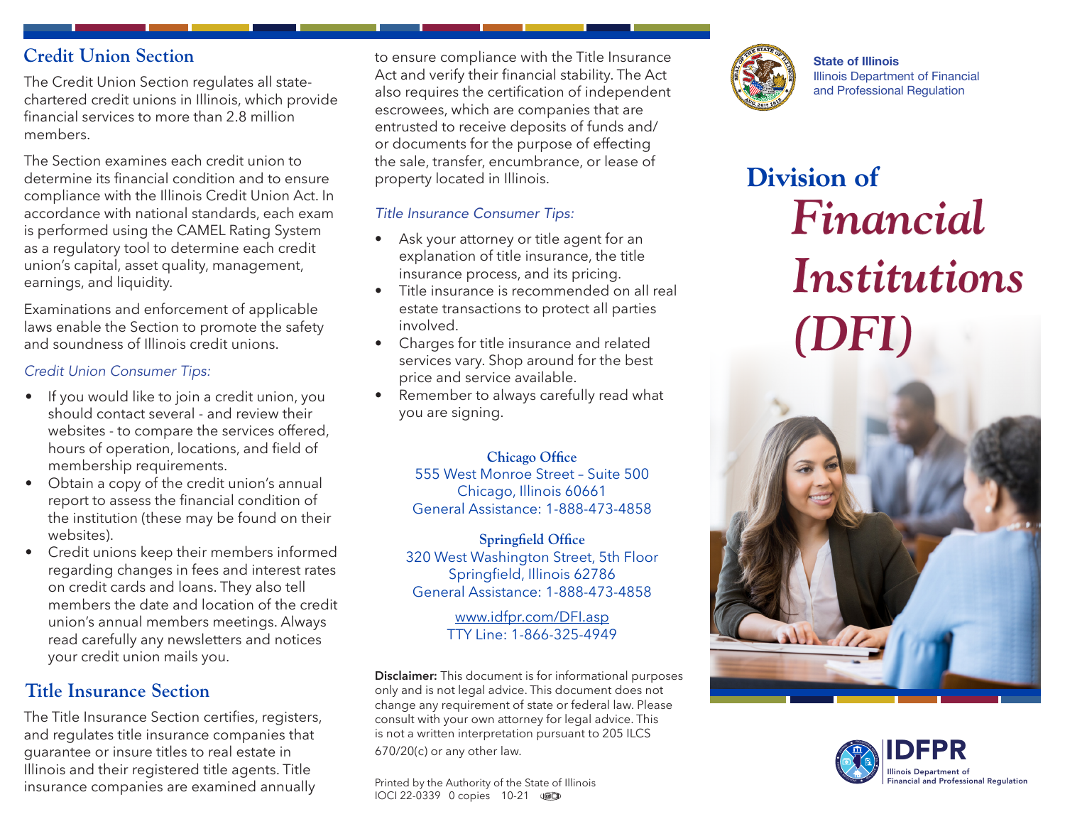## Credit Union Section

The Credit Union Section regulates all state-chartered credit unions in Illinois, which provide financial services to more than 2.8 million members.

The Section examines each credit union to determine its financial condition and to ensure compliance with the Illinois Credit Union Act. In accordance with national standards, each exam is performed using the CAMEL Rating System as a regulatory tool to determine each credit union's capital, asset quality, management, earnings, and liquidity.

Examinations and enforcement of applicable laws enable the Section to promote the safety and soundness of Illinois credit unions.

*Credit Union Consumer Tips:*

- If you would like to join a credit union, you should contact several - and review their websites - to compare the services offered, hours of operation, locations, and field of membership requirements.
- Obtain a copy of the credit union's annual report to assess the financial condition of the institution (these may be found on their websites).
- Credit unions keep their members informed regarding changes in fees and interest rates on credit cards and loans. They also tell members the date and location of the credit union's annual members meetings. Always read carefully any newsletters and notices your credit union mails you.

## Title Insurance Section

The Title Insurance Section certifies, registers, and regulates title insurance companies that guarantee or insure titles to real estate in Illinois and their registered title agents. Title insurance companies are examined annually to ensure compliance with the Title Insurance Act and verify their financial stability. The Act also requires the certification of independent escrowees, which are companies that are entrusted to receive deposits of funds and/or documents for the purpose of effecting the sale, transfer, encumbrance, or lease of property located in Illinois.

*Title Insurance Consumer Tips:*

- Ask your attorney or title agent for an explanation of title insurance, the title insurance process, and its pricing.
- Title insurance is recommended on all real estate transactions to protect all parties involved.
- Charges for title insurance and related services vary. Shop around for the best price and service available.
- Remember to always carefully read what you are signing.

**Chicago Office**
555 West Monroe Street – Suite 500
Chicago, Illinois 60661
General Assistance: 1-888-473-4858

**Springfield Office**
320 West Washington Street, 5th Floor
Springfield, Illinois 62786
General Assistance: 1-888-473-4858

www.idfpr.com/DFI.asp
TTY Line: 1-866-325-4949

**Disclaimer:** This document is for informational purposes only and is not legal advice. This document does not change any requirement of state or federal law. Please consult with your own attorney for legal advice. This is not a written interpretation pursuant to 205 ILCS 670/20(c) or any other law.

Printed by the Authority of the State of Illinois
IOCI 22-0339 0 copies 10-21

**State of Illinois**
Illinois Department of Financial and Professional Regulation

# Division of *Financial Institutions (DFI)*

IDFPR
Illinois Department of Financial and Professional Regulation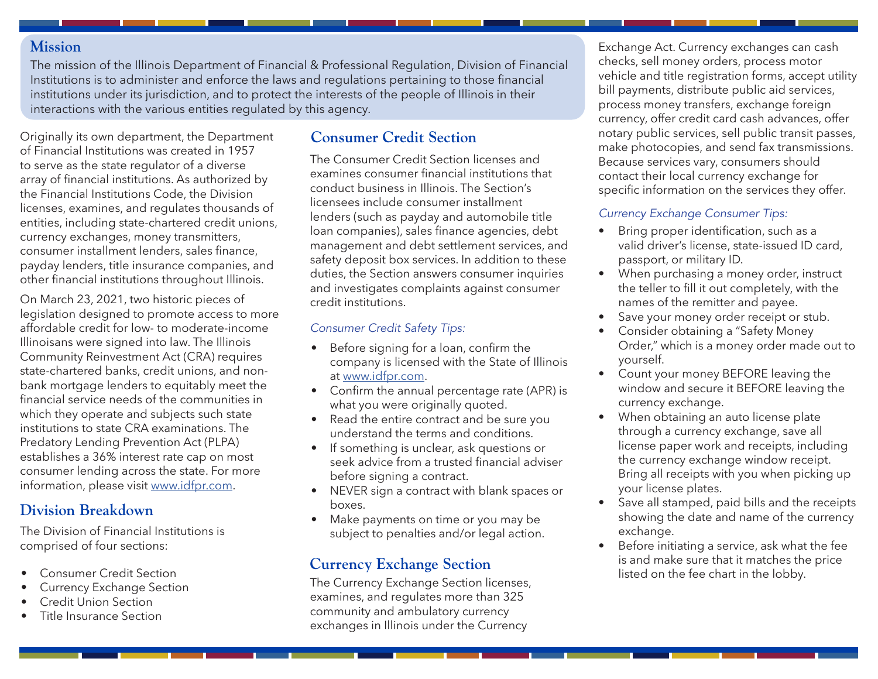## Mission

The mission of the Illinois Department of Financial & Professional Regulation, Division of Financial Institutions is to administer and enforce the laws and regulations pertaining to those financial institutions under its jurisdiction, and to protect the interests of the people of Illinois in their interactions with the various entities regulated by this agency.

Originally its own department, the Department of Financial Institutions was created in 1957 to serve as the state regulator of a diverse array of financial institutions. As authorized by the Financial Institutions Code, the Division licenses, examines, and regulates thousands of entities, including state-chartered credit unions, currency exchanges, money transmitters, consumer installment lenders, sales finance, payday lenders, title insurance companies, and other financial institutions throughout Illinois.

On March 23, 2021, two historic pieces of legislation designed to promote access to more affordable credit for low- to moderate-income Illinoisans were signed into law. The Illinois Community Reinvestment Act (CRA) requires state-chartered banks, credit unions, and non-bank mortgage lenders to equitably meet the financial service needs of the communities in which they operate and subjects such state institutions to state CRA examinations. The Predatory Lending Prevention Act (PLPA) establishes a 36% interest rate cap on most consumer lending across the state. For more information, please visit www.idfpr.com.

## Division Breakdown

The Division of Financial Institutions is comprised of four sections:

- Consumer Credit Section
- Currency Exchange Section
- Credit Union Section
- Title Insurance Section

## Consumer Credit Section

The Consumer Credit Section licenses and examines consumer financial institutions that conduct business in Illinois. The Section's licensees include consumer installment lenders (such as payday and automobile title loan companies), sales finance agencies, debt management and debt settlement services, and safety deposit box services. In addition to these duties, the Section answers consumer inquiries and investigates complaints against consumer credit institutions.

*Consumer Credit Safety Tips:*

- Before signing for a loan, confirm the company is licensed with the State of Illinois at www.idfpr.com.
- Confirm the annual percentage rate (APR) is what you were originally quoted.
- Read the entire contract and be sure you understand the terms and conditions.
- If something is unclear, ask questions or seek advice from a trusted financial adviser before signing a contract.
- NEVER sign a contract with blank spaces or boxes.
- Make payments on time or you may be subject to penalties and/or legal action.

## Currency Exchange Section

The Currency Exchange Section licenses, examines, and regulates more than 325 community and ambulatory currency exchanges in Illinois under the Currency Exchange Act. Currency exchanges can cash checks, sell money orders, process motor vehicle and title registration forms, accept utility bill payments, distribute public aid services, process money transfers, exchange foreign currency, offer credit card cash advances, offer notary public services, sell public transit passes, make photocopies, and send fax transmissions. Because services vary, consumers should contact their local currency exchange for specific information on the services they offer.

*Currency Exchange Consumer Tips:*

- Bring proper identification, such as a valid driver's license, state-issued ID card, passport, or military ID.
- When purchasing a money order, instruct the teller to fill it out completely, with the names of the remitter and payee.
- Save your money order receipt or stub.
- Consider obtaining a "Safety Money Order," which is a money order made out to yourself.
- Count your money BEFORE leaving the window and secure it BEFORE leaving the currency exchange.
- When obtaining an auto license plate through a currency exchange, save all license paper work and receipts, including the currency exchange window receipt. Bring all receipts with you when picking up your license plates.
- Save all stamped, paid bills and the receipts showing the date and name of the currency exchange.
- Before initiating a service, ask what the fee is and make sure that it matches the price listed on the fee chart in the lobby.